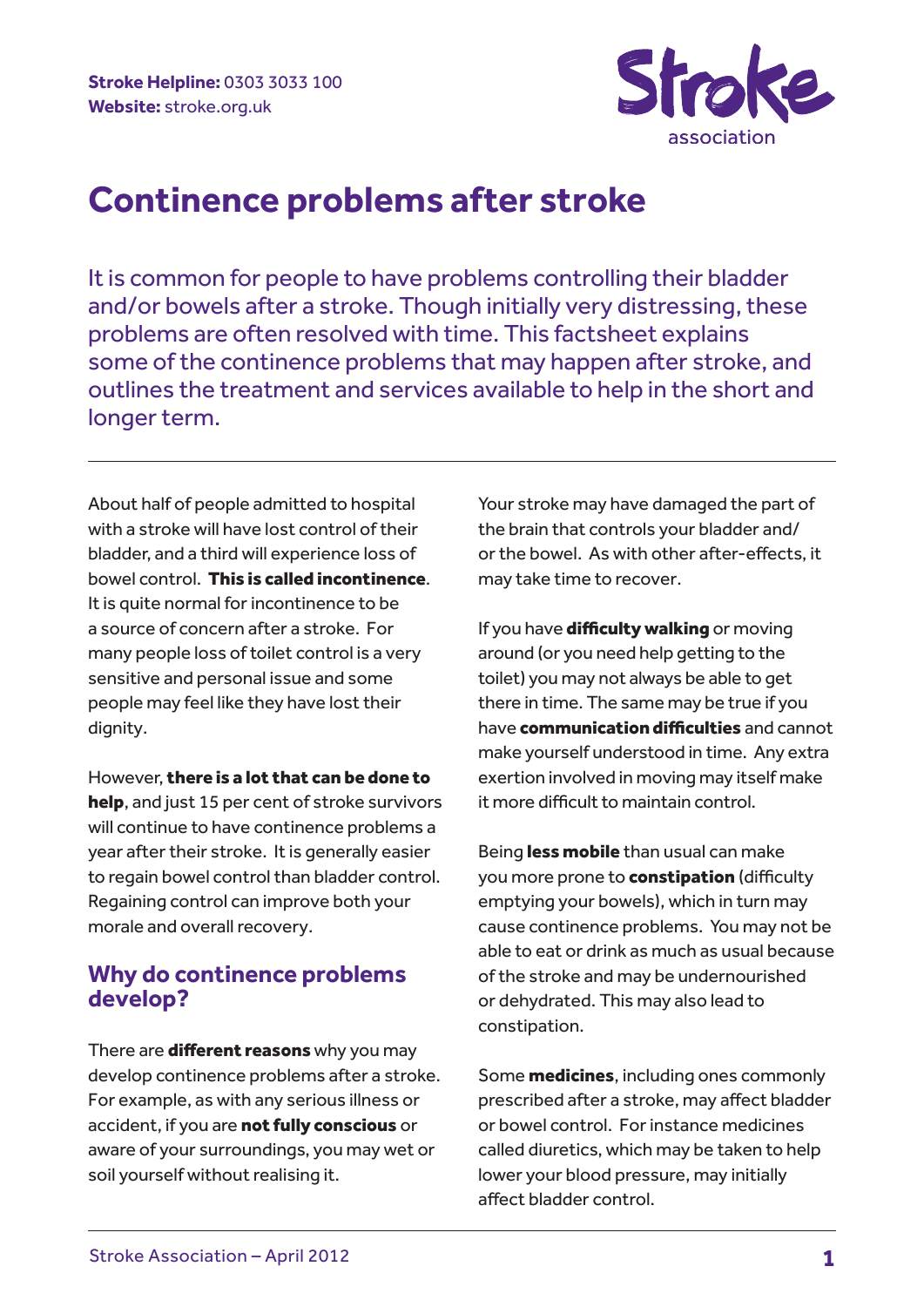**Stroke Helpline:** 0303 3033 100
**Website:** stroke.org.uk

Stroke association

# Continence problems after stroke

It is common for people to have problems controlling their bladder and/or bowels after a stroke. Though initially very distressing, these problems are often resolved with time. This factsheet explains some of the continence problems that may happen after stroke, and outlines the treatment and services available to help in the short and longer term.

---

About half of people admitted to hospital with a stroke will have lost control of their bladder, and a third will experience loss of bowel control. **This is called incontinence**. It is quite normal for incontinence to be a source of concern after a stroke. For many people loss of toilet control is a very sensitive and personal issue and some people may feel like they have lost their dignity.

However, **there is a lot that can be done to help**, and just 15 per cent of stroke survivors will continue to have continence problems a year after their stroke. It is generally easier to regain bowel control than bladder control. Regaining control can improve both your morale and overall recovery.

## Why do continence problems develop?

There are **different reasons** why you may develop continence problems after a stroke. For example, as with any serious illness or accident, if you are **not fully conscious** or aware of your surroundings, you may wet or soil yourself without realising it.

Your stroke may have damaged the part of the brain that controls your bladder and/or the bowel. As with other after-effects, it may take time to recover.

If you have **difficulty walking** or moving around (or you need help getting to the toilet) you may not always be able to get there in time. The same may be true if you have **communication difficulties** and cannot make yourself understood in time. Any extra exertion involved in moving may itself make it more difficult to maintain control.

Being **less mobile** than usual can make you more prone to **constipation** (difficulty emptying your bowels), which in turn may cause continence problems. You may not be able to eat or drink as much as usual because of the stroke and may be undernourished or dehydrated. This may also lead to constipation.

Some **medicines**, including ones commonly prescribed after a stroke, may affect bladder or bowel control. For instance medicines called diuretics, which may be taken to help lower your blood pressure, may initially affect bladder control.

Stroke Association – April 2012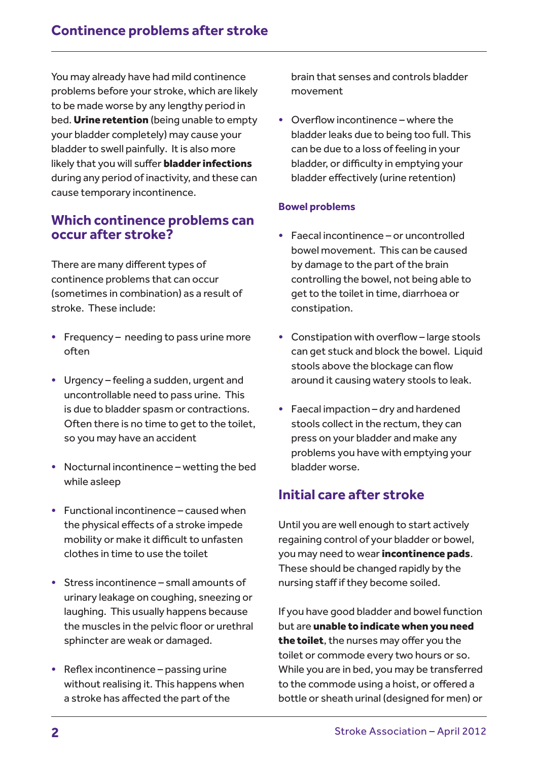You may already have had mild continence problems before your stroke, which are likely to be made worse by any lengthy period in bed. **Urine retention** (being unable to empty your bladder completely) may cause your bladder to swell painfully. It is also more likely that you will suffer **bladder infections** during any period of inactivity, and these can cause temporary incontinence.

## Which continence problems can occur after stroke?

There are many different types of continence problems that can occur (sometimes in combination) as a result of stroke. These include:

- Frequency – needing to pass urine more often
- Urgency – feeling a sudden, urgent and uncontrollable need to pass urine. This is due to bladder spasm or contractions. Often there is no time to get to the toilet, so you may have an accident
- Nocturnal incontinence – wetting the bed while asleep
- Functional incontinence – caused when the physical effects of a stroke impede mobility or make it difficult to unfasten clothes in time to use the toilet
- Stress incontinence – small amounts of urinary leakage on coughing, sneezing or laughing. This usually happens because the muscles in the pelvic floor or urethral sphincter are weak or damaged.
- Reflex incontinence – passing urine without realising it. This happens when a stroke has affected the part of the brain that senses and controls bladder movement
- Overflow incontinence – where the bladder leaks due to being too full. This can be due to a loss of feeling in your bladder, or difficulty in emptying your bladder effectively (urine retention)

### Bowel problems

- Faecal incontinence – or uncontrolled bowel movement. This can be caused by damage to the part of the brain controlling the bowel, not being able to get to the toilet in time, diarrhoea or constipation.
- Constipation with overflow – large stools can get stuck and block the bowel. Liquid stools above the blockage can flow around it causing watery stools to leak.
- Faecal impaction – dry and hardened stools collect in the rectum, they can press on your bladder and make any problems you have with emptying your bladder worse.

## Initial care after stroke

Until you are well enough to start actively regaining control of your bladder or bowel, you may need to wear **incontinence pads**. These should be changed rapidly by the nursing staff if they become soiled.

If you have good bladder and bowel function but are **unable to indicate when you need the toilet**, the nurses may offer you the toilet or commode every two hours or so. While you are in bed, you may be transferred to the commode using a hoist, or offered a bottle or sheath urinal (designed for men) or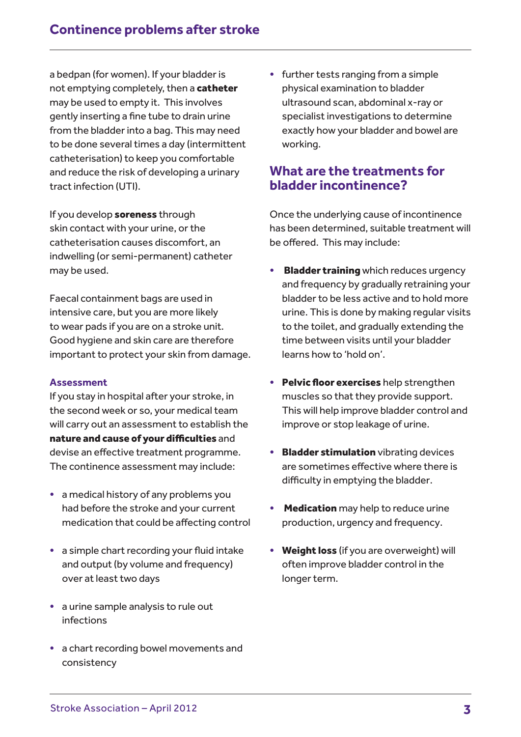a bedpan (for women). If your bladder is not emptying completely, then a **catheter** may be used to empty it. This involves gently inserting a fine tube to drain urine from the bladder into a bag. This may need to be done several times a day (intermittent catheterisation) to keep you comfortable and reduce the risk of developing a urinary tract infection (UTI).

If you develop **soreness** through skin contact with your urine, or the catheterisation causes discomfort, an indwelling (or semi-permanent) catheter may be used.

Faecal containment bags are used in intensive care, but you are more likely to wear pads if you are on a stroke unit. Good hygiene and skin care are therefore important to protect your skin from damage.

### Assessment

If you stay in hospital after your stroke, in the second week or so, your medical team will carry out an assessment to establish the **nature and cause of your difficulties** and devise an effective treatment programme. The continence assessment may include:

- a medical history of any problems you had before the stroke and your current medication that could be affecting control
- a simple chart recording your fluid intake and output (by volume and frequency) over at least two days
- a urine sample analysis to rule out infections
- a chart recording bowel movements and consistency
- further tests ranging from a simple physical examination to bladder ultrasound scan, abdominal x-ray or specialist investigations to determine exactly how your bladder and bowel are working.

## What are the treatments for bladder incontinence?

Once the underlying cause of incontinence has been determined, suitable treatment will be offered. This may include:

- **Bladder training** which reduces urgency and frequency by gradually retraining your bladder to be less active and to hold more urine. This is done by making regular visits to the toilet, and gradually extending the time between visits until your bladder learns how to 'hold on'.
- **Pelvic floor exercises** help strengthen muscles so that they provide support. This will help improve bladder control and improve or stop leakage of urine.
- **Bladder stimulation** vibrating devices are sometimes effective where there is difficulty in emptying the bladder.
- **Medication** may help to reduce urine production, urgency and frequency.
- **Weight loss** (if you are overweight) will often improve bladder control in the longer term.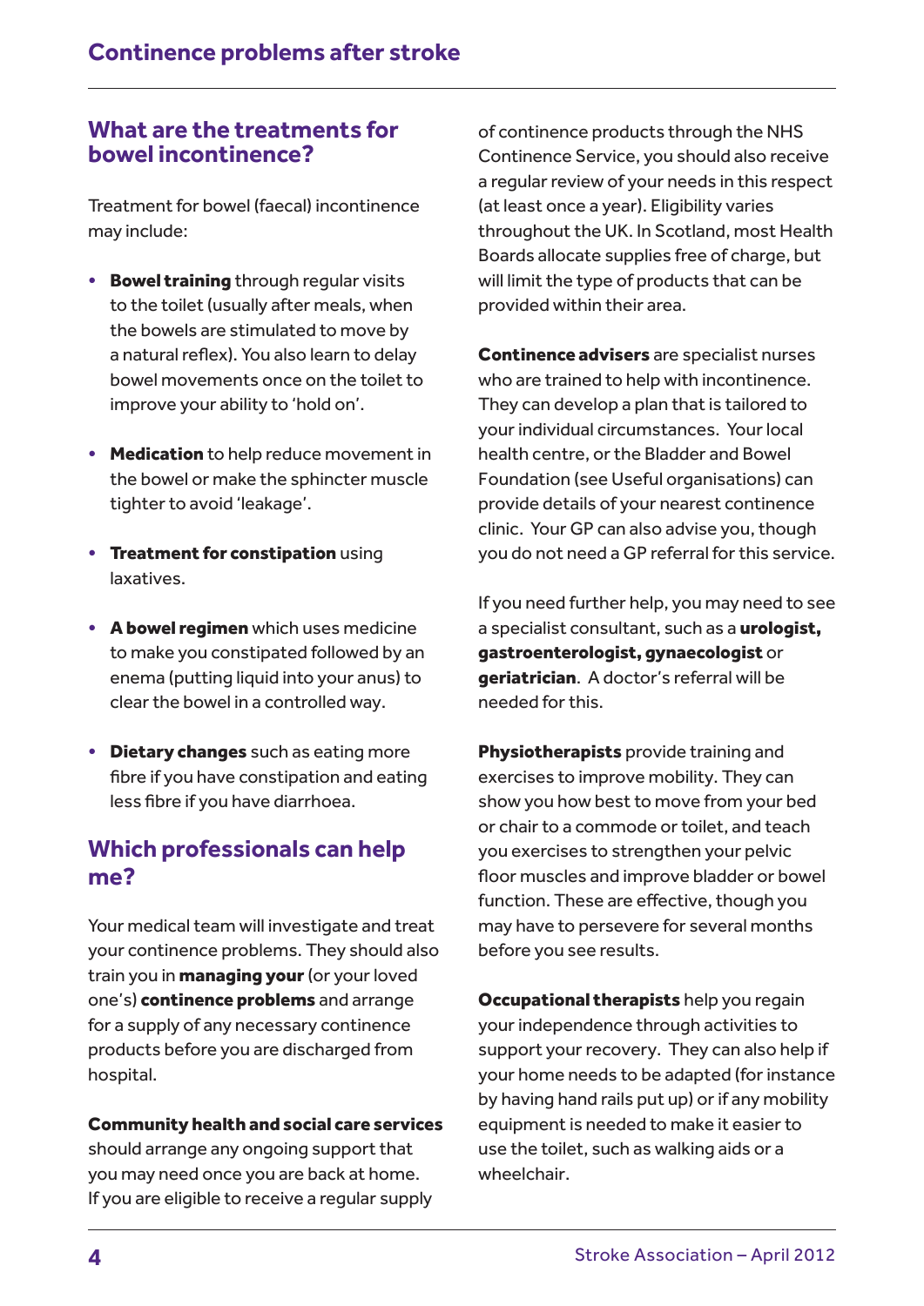## What are the treatments for bowel incontinence?

Treatment for bowel (faecal) incontinence may include:

- **Bowel training** through regular visits to the toilet (usually after meals, when the bowels are stimulated to move by a natural reflex). You also learn to delay bowel movements once on the toilet to improve your ability to 'hold on'.
- **Medication** to help reduce movement in the bowel or make the sphincter muscle tighter to avoid 'leakage'.
- **Treatment for constipation** using laxatives.
- **A bowel regimen** which uses medicine to make you constipated followed by an enema (putting liquid into your anus) to clear the bowel in a controlled way.
- **Dietary changes** such as eating more fibre if you have constipation and eating less fibre if you have diarrhoea.

## Which professionals can help me?

Your medical team will investigate and treat your continence problems. They should also train you in **managing your** (or your loved one's) **continence problems** and arrange for a supply of any necessary continence products before you are discharged from hospital.

**Community health and social care services** should arrange any ongoing support that you may need once you are back at home. If you are eligible to receive a regular supply of continence products through the NHS Continence Service, you should also receive a regular review of your needs in this respect (at least once a year). Eligibility varies throughout the UK. In Scotland, most Health Boards allocate supplies free of charge, but will limit the type of products that can be provided within their area.

**Continence advisers** are specialist nurses who are trained to help with incontinence. They can develop a plan that is tailored to your individual circumstances. Your local health centre, or the Bladder and Bowel Foundation (see Useful organisations) can provide details of your nearest continence clinic. Your GP can also advise you, though you do not need a GP referral for this service.

If you need further help, you may need to see a specialist consultant, such as a **urologist, gastroenterologist, gynaecologist** or **geriatrician**. A doctor's referral will be needed for this.

**Physiotherapists** provide training and exercises to improve mobility. They can show you how best to move from your bed or chair to a commode or toilet, and teach you exercises to strengthen your pelvic floor muscles and improve bladder or bowel function. These are effective, though you may have to persevere for several months before you see results.

**Occupational therapists** help you regain your independence through activities to support your recovery. They can also help if your home needs to be adapted (for instance by having hand rails put up) or if any mobility equipment is needed to make it easier to use the toilet, such as walking aids or a wheelchair.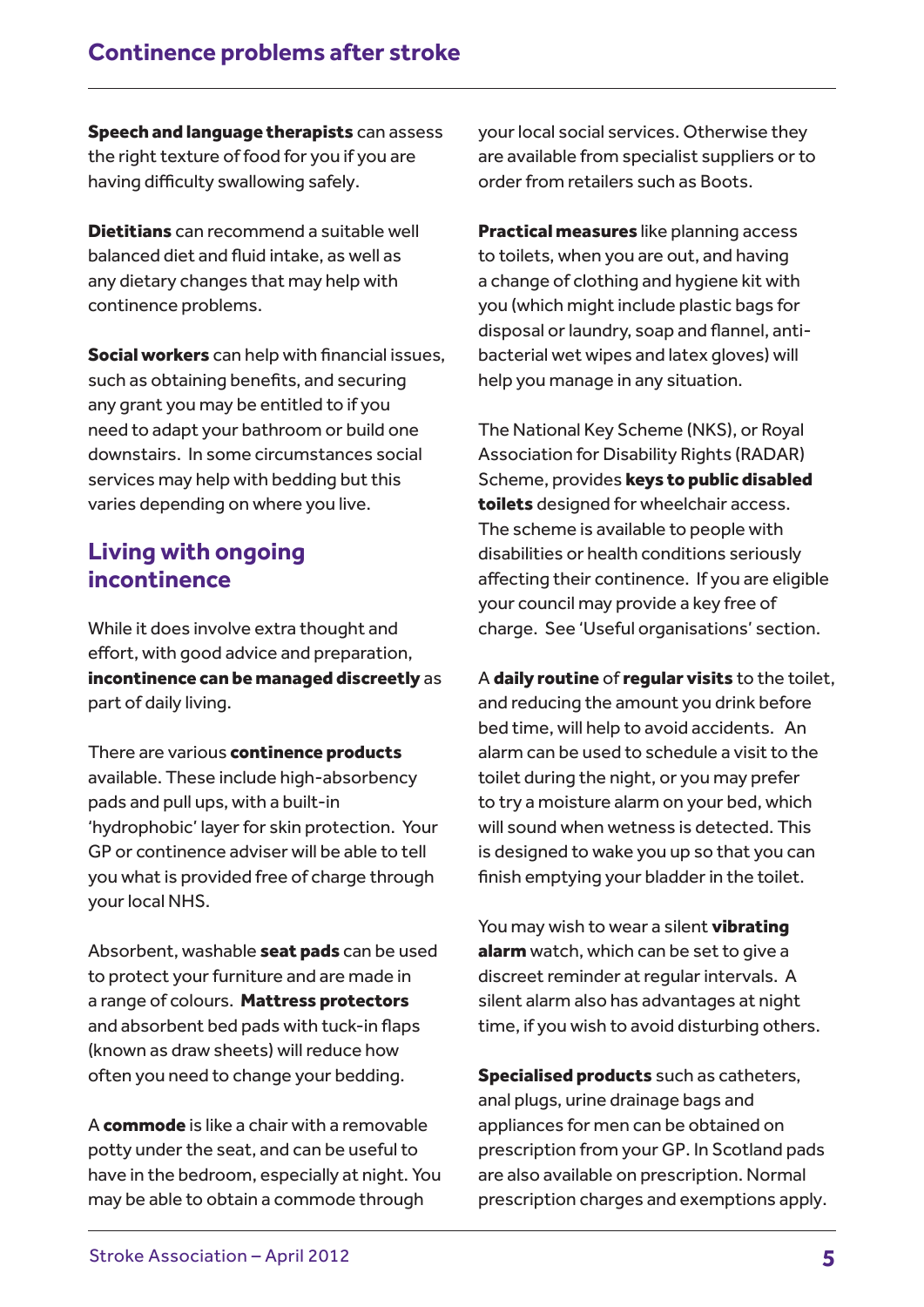**Speech and language therapists** can assess the right texture of food for you if you are having difficulty swallowing safely.

**Dietitians** can recommend a suitable well balanced diet and fluid intake, as well as any dietary changes that may help with continence problems.

**Social workers** can help with financial issues, such as obtaining benefits, and securing any grant you may be entitled to if you need to adapt your bathroom or build one downstairs. In some circumstances social services may help with bedding but this varies depending on where you live.

## Living with ongoing incontinence

While it does involve extra thought and effort, with good advice and preparation, **incontinence can be managed discreetly** as part of daily living.

There are various **continence products** available. These include high-absorbency pads and pull ups, with a built-in 'hydrophobic' layer for skin protection. Your GP or continence adviser will be able to tell you what is provided free of charge through your local NHS.

Absorbent, washable **seat pads** can be used to protect your furniture and are made in a range of colours. **Mattress protectors** and absorbent bed pads with tuck-in flaps (known as draw sheets) will reduce how often you need to change your bedding.

A **commode** is like a chair with a removable potty under the seat, and can be useful to have in the bedroom, especially at night. You may be able to obtain a commode through your local social services. Otherwise they are available from specialist suppliers or to order from retailers such as Boots.

**Practical measures** like planning access to toilets, when you are out, and having a change of clothing and hygiene kit with you (which might include plastic bags for disposal or laundry, soap and flannel, anti-bacterial wet wipes and latex gloves) will help you manage in any situation.

The National Key Scheme (NKS), or Royal Association for Disability Rights (RADAR) Scheme, provides **keys to public disabled toilets** designed for wheelchair access. The scheme is available to people with disabilities or health conditions seriously affecting their continence. If you are eligible your council may provide a key free of charge. See 'Useful organisations' section.

A **daily routine** of **regular visits** to the toilet, and reducing the amount you drink before bed time, will help to avoid accidents. An alarm can be used to schedule a visit to the toilet during the night, or you may prefer to try a moisture alarm on your bed, which will sound when wetness is detected. This is designed to wake you up so that you can finish emptying your bladder in the toilet.

You may wish to wear a silent **vibrating alarm** watch, which can be set to give a discreet reminder at regular intervals. A silent alarm also has advantages at night time, if you wish to avoid disturbing others.

**Specialised products** such as catheters, anal plugs, urine drainage bags and appliances for men can be obtained on prescription from your GP. In Scotland pads are also available on prescription. Normal prescription charges and exemptions apply.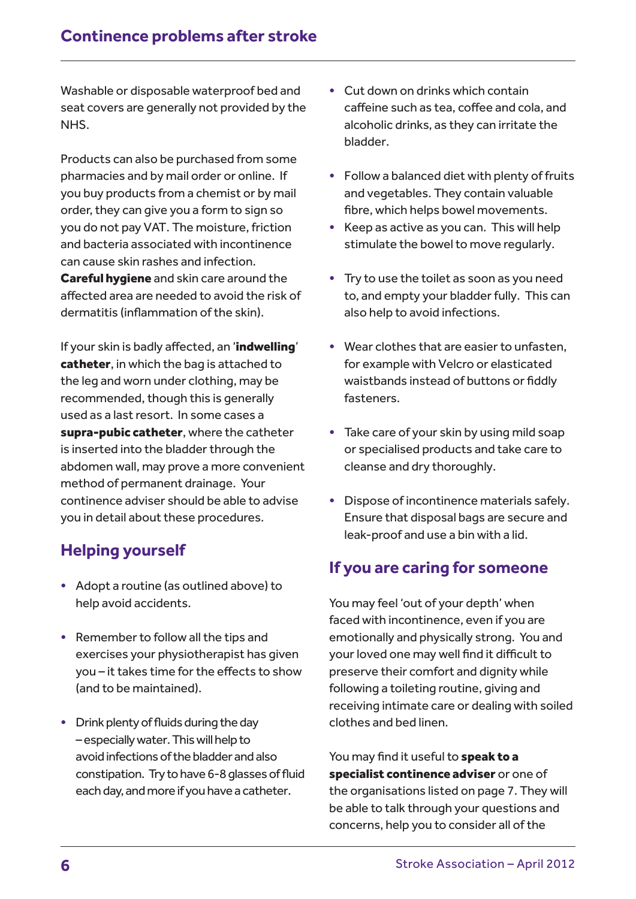Washable or disposable waterproof bed and seat covers are generally not provided by the NHS.

Products can also be purchased from some pharmacies and by mail order or online. If you buy products from a chemist or by mail order, they can give you a form to sign so you do not pay VAT. The moisture, friction and bacteria associated with incontinence can cause skin rashes and infection. **Careful hygiene** and skin care around the affected area are needed to avoid the risk of dermatitis (inflammation of the skin).

If your skin is badly affected, an '**indwelling**' **catheter**, in which the bag is attached to the leg and worn under clothing, may be recommended, though this is generally used as a last resort. In some cases a **supra-pubic catheter**, where the catheter is inserted into the bladder through the abdomen wall, may prove a more convenient method of permanent drainage. Your continence adviser should be able to advise you in detail about these procedures.

## Helping yourself

- Adopt a routine (as outlined above) to help avoid accidents.
- Remember to follow all the tips and exercises your physiotherapist has given you – it takes time for the effects to show (and to be maintained).
- Drink plenty of fluids during the day – especially water. This will help to avoid infections of the bladder and also constipation. Try to have 6-8 glasses of fluid each day, and more if you have a catheter.
- Cut down on drinks which contain caffeine such as tea, coffee and cola, and alcoholic drinks, as they can irritate the bladder.
- Follow a balanced diet with plenty of fruits and vegetables. They contain valuable fibre, which helps bowel movements.
- Keep as active as you can. This will help stimulate the bowel to move regularly.
- Try to use the toilet as soon as you need to, and empty your bladder fully. This can also help to avoid infections.
- Wear clothes that are easier to unfasten, for example with Velcro or elasticated waistbands instead of buttons or fiddly fasteners.
- Take care of your skin by using mild soap or specialised products and take care to cleanse and dry thoroughly.
- Dispose of incontinence materials safely. Ensure that disposal bags are secure and leak-proof and use a bin with a lid.

## If you are caring for someone

You may feel 'out of your depth' when faced with incontinence, even if you are emotionally and physically strong. You and your loved one may well find it difficult to preserve their comfort and dignity while following a toileting routine, giving and receiving intimate care or dealing with soiled clothes and bed linen.

You may find it useful to **speak to a specialist continence adviser** or one of the organisations listed on page 7. They will be able to talk through your questions and concerns, help you to consider all of the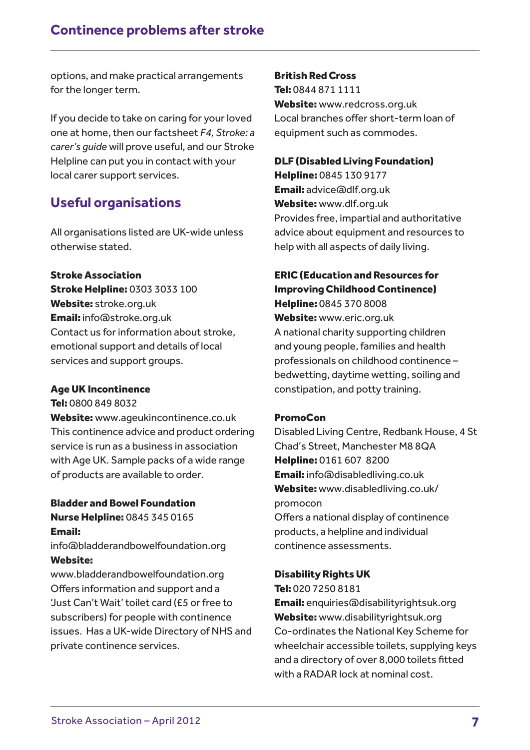options, and make practical arrangements for the longer term.

If you decide to take on caring for your loved one at home, then our factsheet *F4, Stroke: a carer's guide* will prove useful, and our Stroke Helpline can put you in contact with your local carer support services.

## Useful organisations

All organisations listed are UK-wide unless otherwise stated.

**Stroke Association**
**Stroke Helpline:** 0303 3033 100
**Website:** stroke.org.uk
**Email:** info@stroke.org.uk
Contact us for information about stroke, emotional support and details of local services and support groups.

**Age UK Incontinence**
**Tel:** 0800 849 8032
**Website:** www.ageukincontinence.co.uk
This continence advice and product ordering service is run as a business in association with Age UK. Sample packs of a wide range of products are available to order.

**Bladder and Bowel Foundation**
**Nurse Helpline:** 0845 345 0165
**Email:** info@bladderandbowelfoundation.org
**Website:** www.bladderandbowelfoundation.org
Offers information and support and a 'Just Can't Wait' toilet card (£5 or free to subscribers) for people with continence issues. Has a UK-wide Directory of NHS and private continence services.

**British Red Cross**
**Tel:** 0844 871 1111
**Website:** www.redcross.org.uk
Local branches offer short-term loan of equipment such as commodes.

**DLF (Disabled Living Foundation)**
**Helpline:** 0845 130 9177
**Email:** advice@dlf.org.uk
**Website:** www.dlf.org.uk
Provides free, impartial and authoritative advice about equipment and resources to help with all aspects of daily living.

**ERIC (Education and Resources for Improving Childhood Continence)**
**Helpline:** 0845 370 8008
**Website:** www.eric.org.uk
A national charity supporting children and young people, families and health professionals on childhood continence – bedwetting, daytime wetting, soiling and constipation, and potty training.

**PromoCon**
Disabled Living Centre, Redbank House, 4 St Chad's Street, Manchester M8 8QA
**Helpline:** 0161 607 8200
**Email:** info@disabledliving.co.uk
**Website:** www.disabledliving.co.uk/promocon
Offers a national display of continence products, a helpline and individual continence assessments.

**Disability Rights UK**
**Tel:** 020 7250 8181
**Email:** enquiries@disabilityrightsuk.org
**Website:** www.disabilityrightsuk.org
Co-ordinates the National Key Scheme for wheelchair accessible toilets, supplying keys and a directory of over 8,000 toilets fitted with a RADAR lock at nominal cost.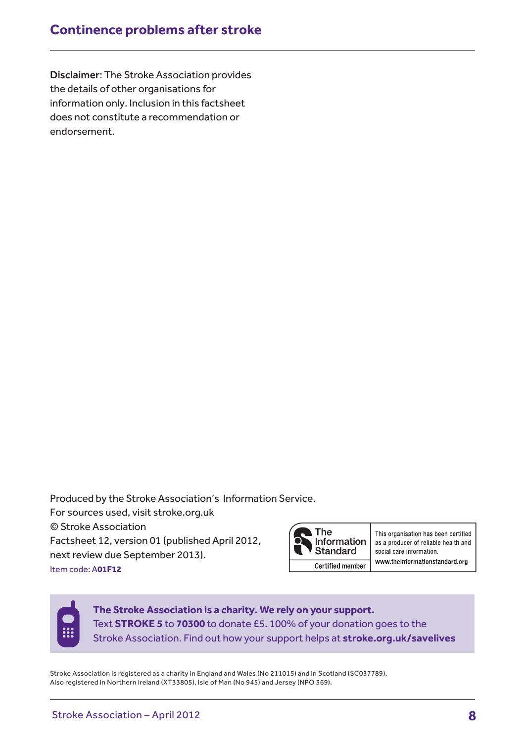**Disclaimer**: The Stroke Association provides the details of other organisations for information only. Inclusion in this factsheet does not constitute a recommendation or endorsement.

Produced by the Stroke Association's Information Service.
For sources used, visit stroke.org.uk
© Stroke Association
Factsheet 12, version 01 (published April 2012, next review due September 2013).
Item code: A**01F12**

The Information Standard
Certified member
This organisation has been certified as a producer of reliable health and social care information.
www.theinformationstandard.org

**The Stroke Association is a charity. We rely on your support.**
Text **STROKE 5** to **70300** to donate £5. 100% of your donation goes to the Stroke Association. Find out how your support helps at **stroke.org.uk/savelives**

Stroke Association is registered as a charity in England and Wales (No 211015) and in Scotland (SC037789). Also registered in Northern Ireland (XT33805), Isle of Man (No 945) and Jersey (NPO 369).